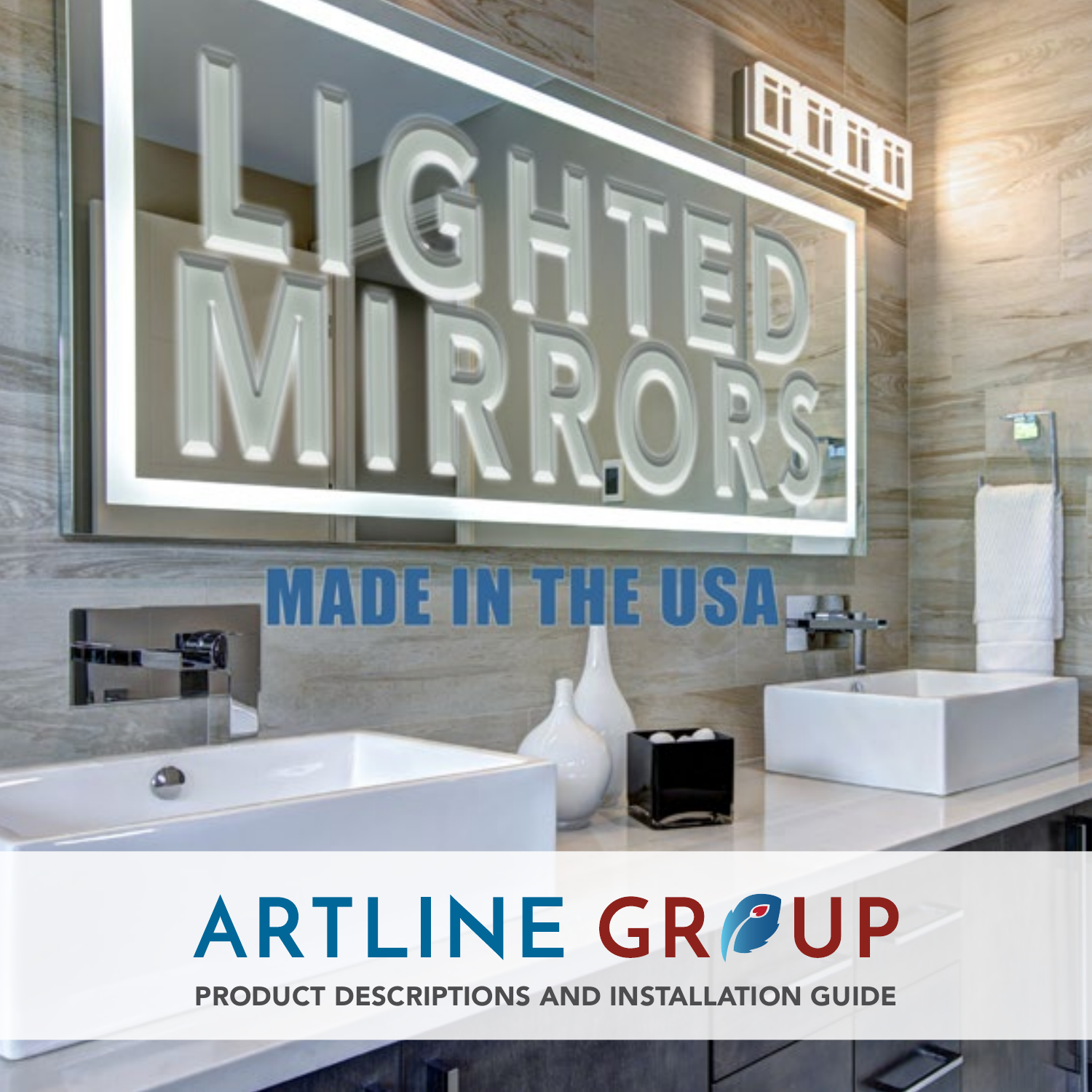# LIGHTED MIRRORS

## MADE IN THE USA

# ARTLINE GROUP

## PRODUCT DESCRIPTIONS AND INSTALLATION GUIDE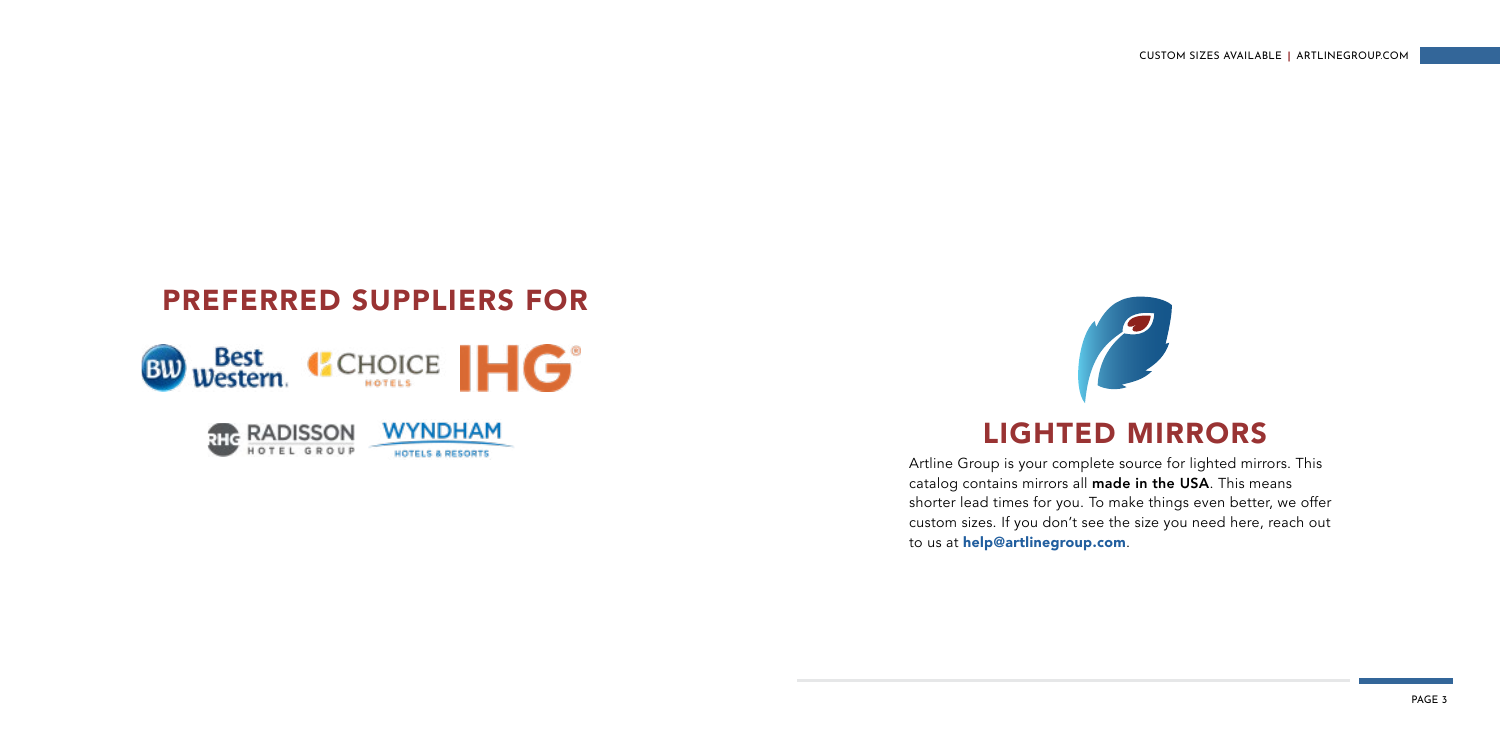## PREFERRED SUPPLIERS FOR

Best Western · Choice Hotels · IHG · Radisson Hotel Group · Wyndham Hotels & Resorts

## LIGHTED MIRRORS

Artline Group is your complete source for lighted mirrors. This catalog contains mirrors all **made in the USA**. This means shorter lead times for you. To make things even better, we offer custom sizes. If you don't see the size you need here, reach out to us at **help@artlinegroup.com**.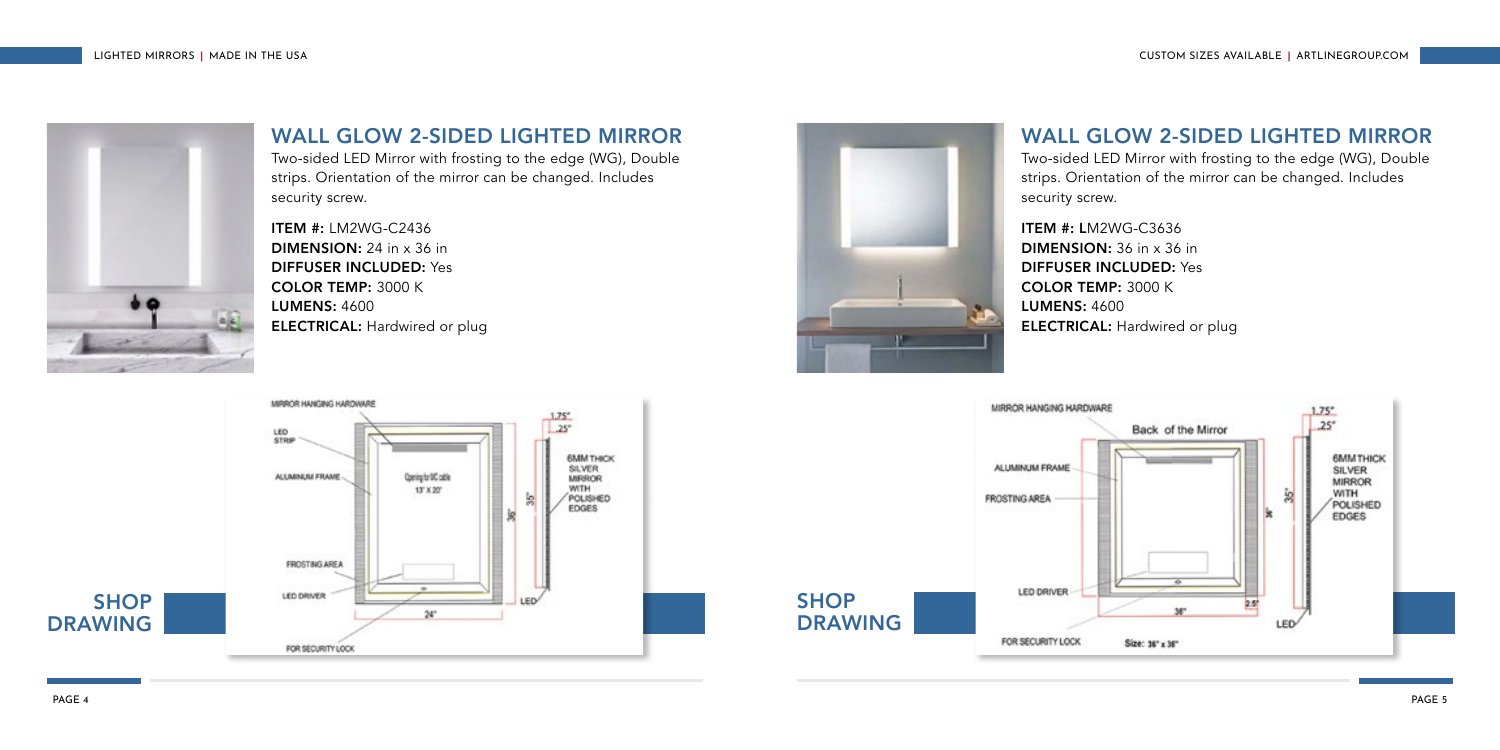## WALL GLOW 2-SIDED LIGHTED MIRROR

Two-sided LED Mirror with frosting to the edge (WG), Double strips. Orientation of the mirror can be changed. Includes security screw.

**ITEM #:** LM2WG-C2436
**DIMENSION:** 24 in x 36 in
**DIFFUSER INCLUDED:** Yes
**COLOR TEMP:** 3000 K
**LUMENS:** 4600
**ELECTRICAL:** Hardwired or plug

**SHOP DRAWING**

MIRROR HANGING HARDWARE
LED STRIP
ALUMINUM FRAME
Opening for WC cable 13" X 20"
FROSTING AREA
LED DRIVER
FOR SECURITY LOCK
24"
36"
35"
1.75"
.25"
6MM THICK SILVER MIRROR WITH POLISHED EDGES
LED

## WALL GLOW 2-SIDED LIGHTED MIRROR

Two-sided LED Mirror with frosting to the edge (WG), Double strips. Orientation of the mirror can be changed. Includes security screw.

**ITEM #:** LM2WG-C3636
**DIMENSION:** 36 in x 36 in
**DIFFUSER INCLUDED:** Yes
**COLOR TEMP:** 3000 K
**LUMENS:** 4600
**ELECTRICAL:** Hardwired or plug

**SHOP DRAWING**

MIRROR HANGING HARDWARE
Back of the Mirror
ALUMINUM FRAME
FROSTING AREA
LED DRIVER
FOR SECURITY LOCK
Size: 36" x 36"
36"
2.5"
35"
1.75"
.25"
6MM THICK SILVER MIRROR WITH POLISHED EDGES
LED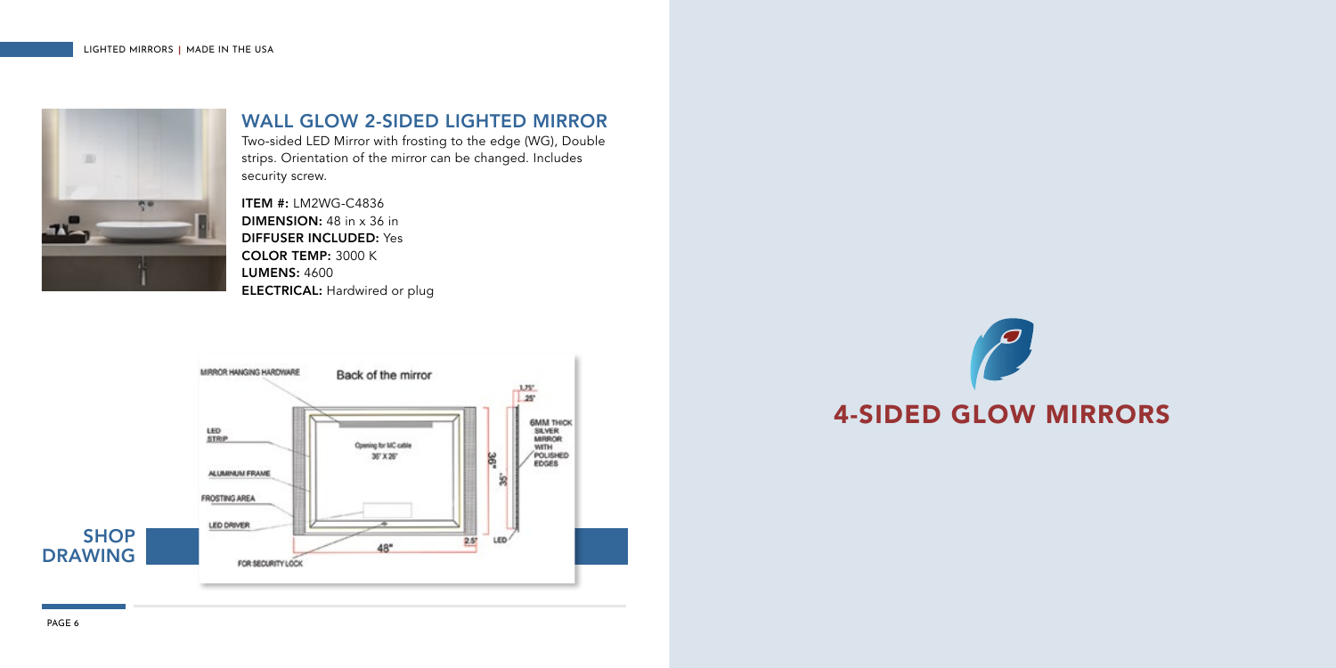## WALL GLOW 2-SIDED LIGHTED MIRROR

Two-sided LED Mirror with frosting to the edge (WG), Double strips. Orientation of the mirror can be changed. Includes security screw.

**ITEM #:** LM2WG-C4836
**DIMENSION:** 48 in x 36 in
**DIFFUSER INCLUDED:** Yes
**COLOR TEMP:** 3000 K
**LUMENS:** 4600
**ELECTRICAL:** Hardwired or plug

**SHOP DRAWING**

# 4-SIDED GLOW MIRRORS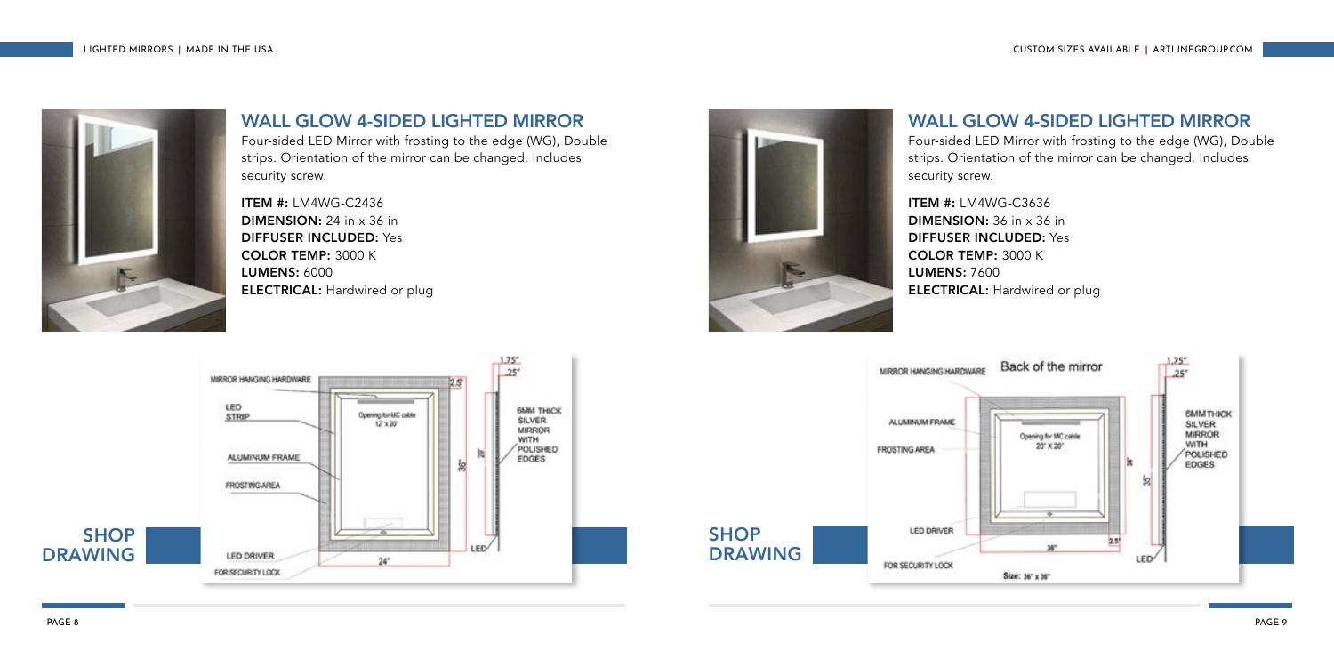## WALL GLOW 4-SIDED LIGHTED MIRROR

Four-sided LED Mirror with frosting to the edge (WG), Double strips. Orientation of the mirror can be changed. Includes security screw.

**ITEM #:** LM4WG-C2436
**DIMENSION:** 24 in x 36 in
**DIFFUSER INCLUDED:** Yes
**COLOR TEMP:** 3000 K
**LUMENS:** 6000
**ELECTRICAL:** Hardwired or plug

**SHOP DRAWING**

## WALL GLOW 4-SIDED LIGHTED MIRROR

Four-sided LED Mirror with frosting to the edge (WG), Double strips. Orientation of the mirror can be changed. Includes security screw.

**ITEM #:** LM4WG-C3636
**DIMENSION:** 36 in x 36 in
**DIFFUSER INCLUDED:** Yes
**COLOR TEMP:** 3000 K
**LUMENS:** 7600
**ELECTRICAL:** Hardwired or plug

**SHOP DRAWING**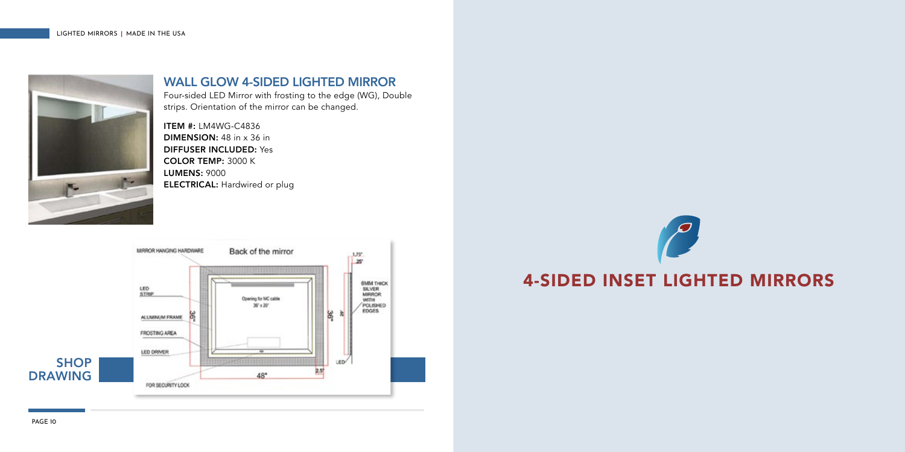## WALL GLOW 4-SIDED LIGHTED MIRROR

Four-sided LED Mirror with frosting to the edge (WG), Double strips. Orientation of the mirror can be changed.

**ITEM #:** LM4WG-C4836
**DIMENSION:** 48 in x 36 in
**DIFFUSER INCLUDED:** Yes
**COLOR TEMP:** 3000 K
**LUMENS:** 9000
**ELECTRICAL:** Hardwired or plug

**SHOP DRAWING**

# 4-SIDED INSET LIGHTED MIRRORS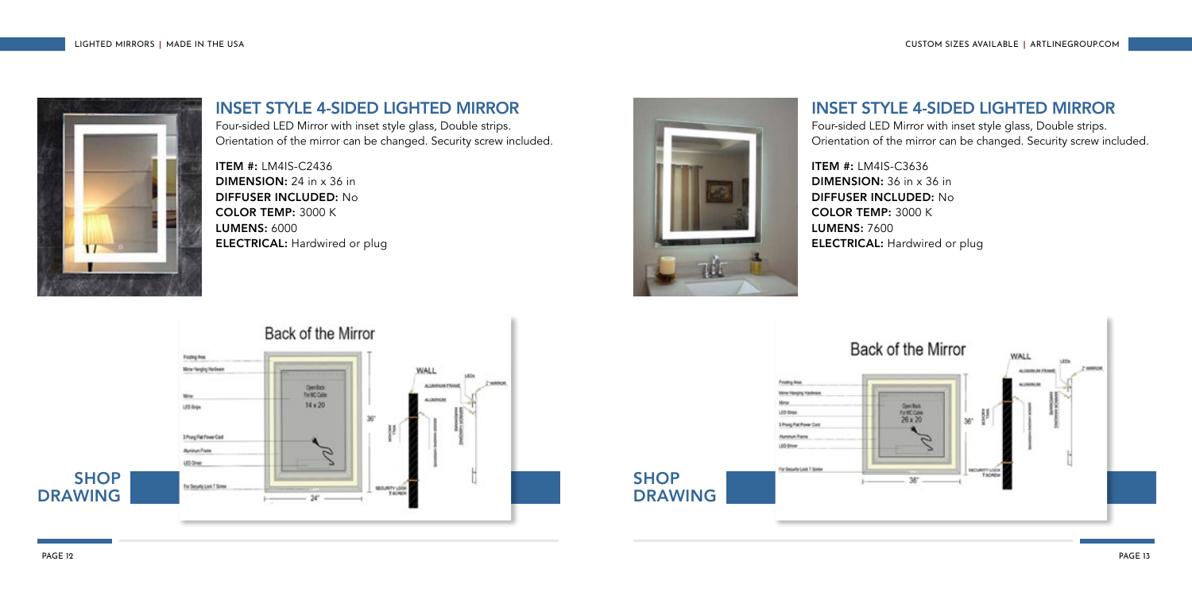## INSET STYLE 4-SIDED LIGHTED MIRROR

Four-sided LED Mirror with inset style glass, Double strips. Orientation of the mirror can be changed. Security screw included.

**ITEM #:** LM4IS-C2436
**DIMENSION:** 24 in x 36 in
**DIFFUSER INCLUDED:** No
**COLOR TEMP:** 3000 K
**LUMENS:** 6000
**ELECTRICAL:** Hardwired or plug

**SHOP DRAWING**

## INSET STYLE 4-SIDED LIGHTED MIRROR

Four-sided LED Mirror with inset style glass, Double strips. Orientation of the mirror can be changed. Security screw included.

**ITEM #:** LM4IS-C3636
**DIMENSION:** 36 in x 36 in
**DIFFUSER INCLUDED:** No
**COLOR TEMP:** 3000 K
**LUMENS:** 7600
**ELECTRICAL:** Hardwired or plug

**SHOP DRAWING**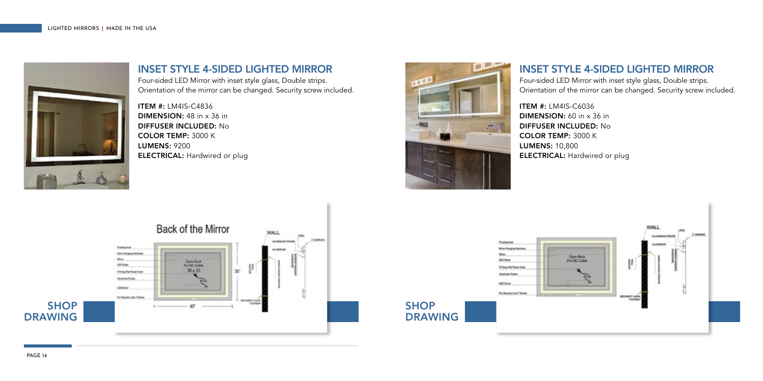## INSET STYLE 4-SIDED LIGHTED MIRROR

Four-sided LED Mirror with inset style glass, Double strips. Orientation of the mirror can be changed. Security screw included.

**ITEM #:** LM4IS-C4836
**DIMENSION:** 48 in x 36 in
**DIFFUSER INCLUDED:** No
**COLOR TEMP:** 3000 K
**LUMENS:** 9200
**ELECTRICAL:** Hardwired or plug

**SHOP DRAWING**

## INSET STYLE 4-SIDED LIGHTED MIRROR

Four-sided LED Mirror with inset style glass, Double strips. Orientation of the mirror can be changed. Security screw included.

**ITEM #:** LM4IS-C6036
**DIMENSION:** 60 in x 36 in
**DIFFUSER INCLUDED:** No
**COLOR TEMP:** 3000 K
**LUMENS:** 10,800
**ELECTRICAL:** Hardwired or plug

**SHOP DRAWING**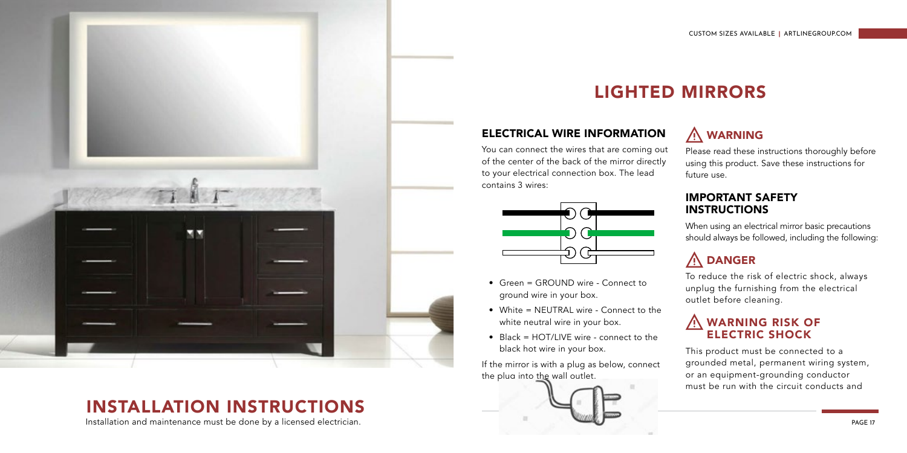# LIGHTED MIRRORS

## ELECTRICAL WIRE INFORMATION

You can connect the wires that are coming out of the center of the back of the mirror directly to your electrical connection box. The lead contains 3 wires:

- Green = GROUND wire - Connect to ground wire in your box.
- White = NEUTRAL wire - Connect to the white neutral wire in your box.
- Black = HOT/LIVE wire - connect to the black hot wire in your box.

If the mirror is with a plug as below, connect the plug into the wall outlet.

## ⚠ WARNING

Please read these instructions thoroughly before using this product. Save these instructions for future use.

### IMPORTANT SAFETY INSTRUCTIONS

When using an electrical mirror basic precautions should always be followed, including the following:

## ⚠ DANGER

To reduce the risk of electric shock, always unplug the furnishing from the electrical outlet before cleaning.

### ⚠ WARNING RISK OF ELECTRIC SHOCK

This product must be connected to a grounded metal, permanent wiring system, or an equipment-grounding conductor must be run with the circuit conducts and

# INSTALLATION INSTRUCTIONS

Installation and maintenance must be done by a licensed electrician.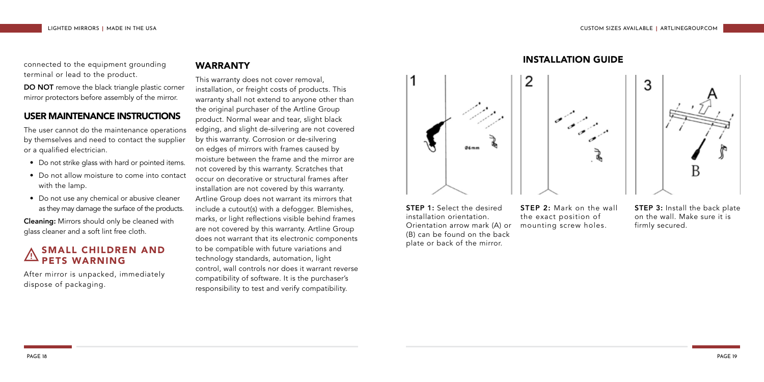connected to the equipment grounding terminal or lead to the product.

**DO NOT** remove the black triangle plastic corner mirror protectors before assembly of the mirror.

## USER MAINTENANCE INSTRUCTIONS

The user cannot do the maintenance operations by themselves and need to contact the supplier or a qualified electrician.

- Do not strike glass with hard or pointed items.
- Do not allow moisture to come into contact with the lamp.
- Do not use any chemical or abusive cleaner as they may damage the surface of the products.

**Cleaning:** Mirrors should only be cleaned with glass cleaner and a soft lint free cloth.

## SMALL CHILDREN AND PETS WARNING

After mirror is unpacked, immediately dispose of packaging.

## WARRANTY

This warranty does not cover removal, installation, or freight costs of products. This warranty shall not extend to anyone other than the original purchaser of the Artline Group product. Normal wear and tear, slight black edging, and slight de-silvering are not covered by this warranty. Corrosion or de-silvering on edges of mirrors with frames caused by moisture between the frame and the mirror are not covered by this warranty. Scratches that occur on decorative or structural frames after installation are not covered by this warranty. Artline Group does not warrant its mirrors that include a cutout(s) with a defogger. Blemishes, marks, or light reflections visible behind frames are not covered by this warranty. Artline Group does not warrant that its electronic components to be compatible with future variations and technology standards, automation, light control, wall controls nor does it warrant reverse compatibility of software. It is the purchaser's responsibility to test and verify compatibility.

## INSTALLATION GUIDE

**STEP 1:** Select the desired installation orientation. Orientation arrow mark (A) or (B) can be found on the back plate or back of the mirror.

**STEP 2:** Mark on the wall the exact position of mounting screw holes.

**STEP 3:** Install the back plate on the wall. Make sure it is firmly secured.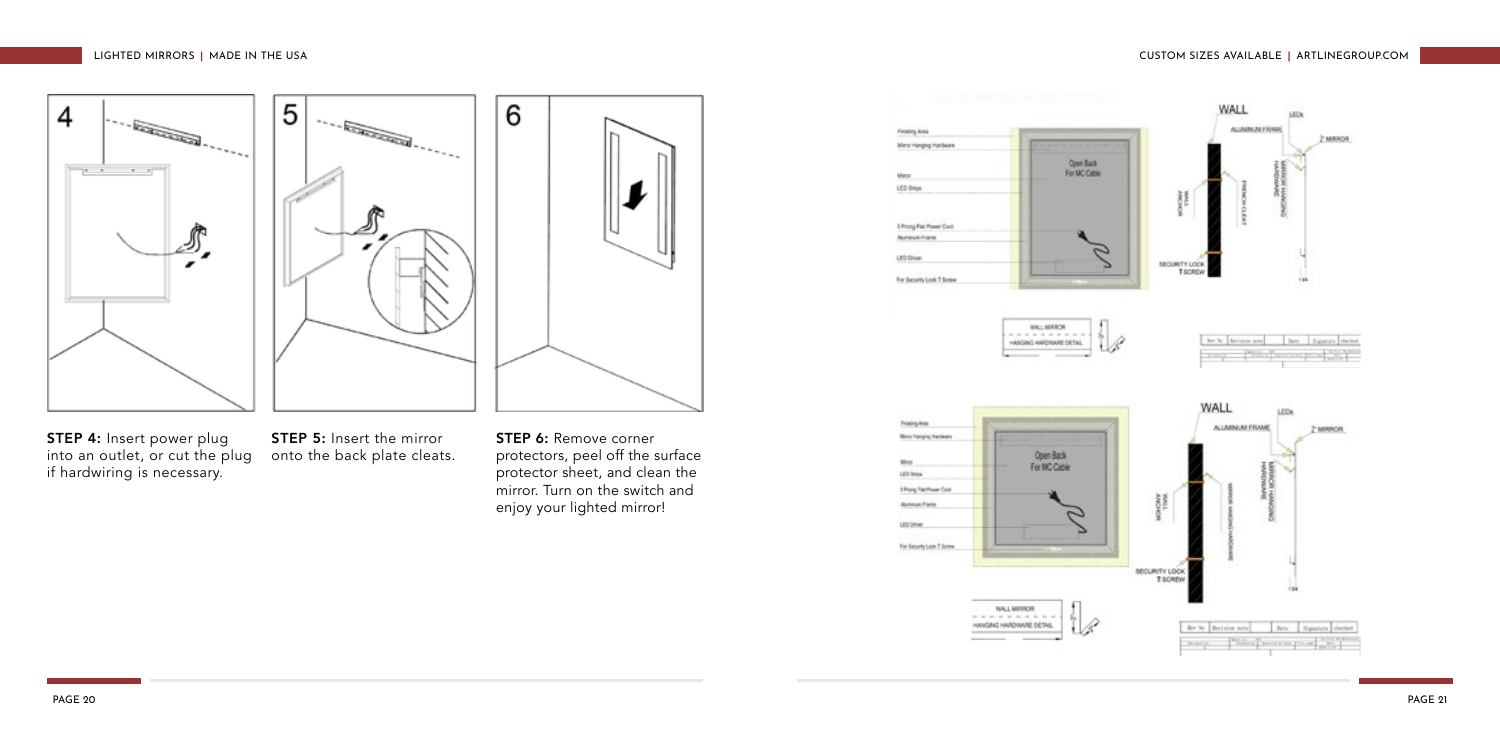**STEP 4:** Insert power plug into an outlet, or cut the plug if hardwiring is necessary.

**STEP 5:** Insert the mirror onto the back plate cleats.

**STEP 6:** Remove corner protectors, peel off the surface protector sheet, and clean the mirror. Turn on the switch and enjoy your lighted mirror!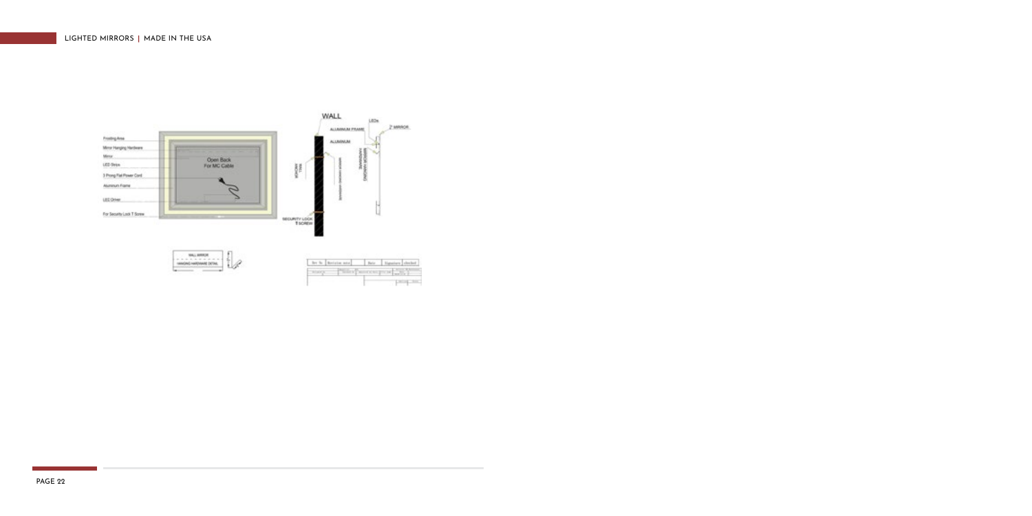Frosting Area

Mirror Hanging Hardware

Mirror

LED Strips

3 Prong Flat Power Cord

Aluminum Frame

LED Driver

For Security Lock T Screw

Open Back For MC Cable

WALL

ALUMINUM FRAME

ALUMINUM

LEDs

2" MIRROR

SECURITY LOCK T SCREW

WALL MIRROR HANGING HARDWARE DETAIL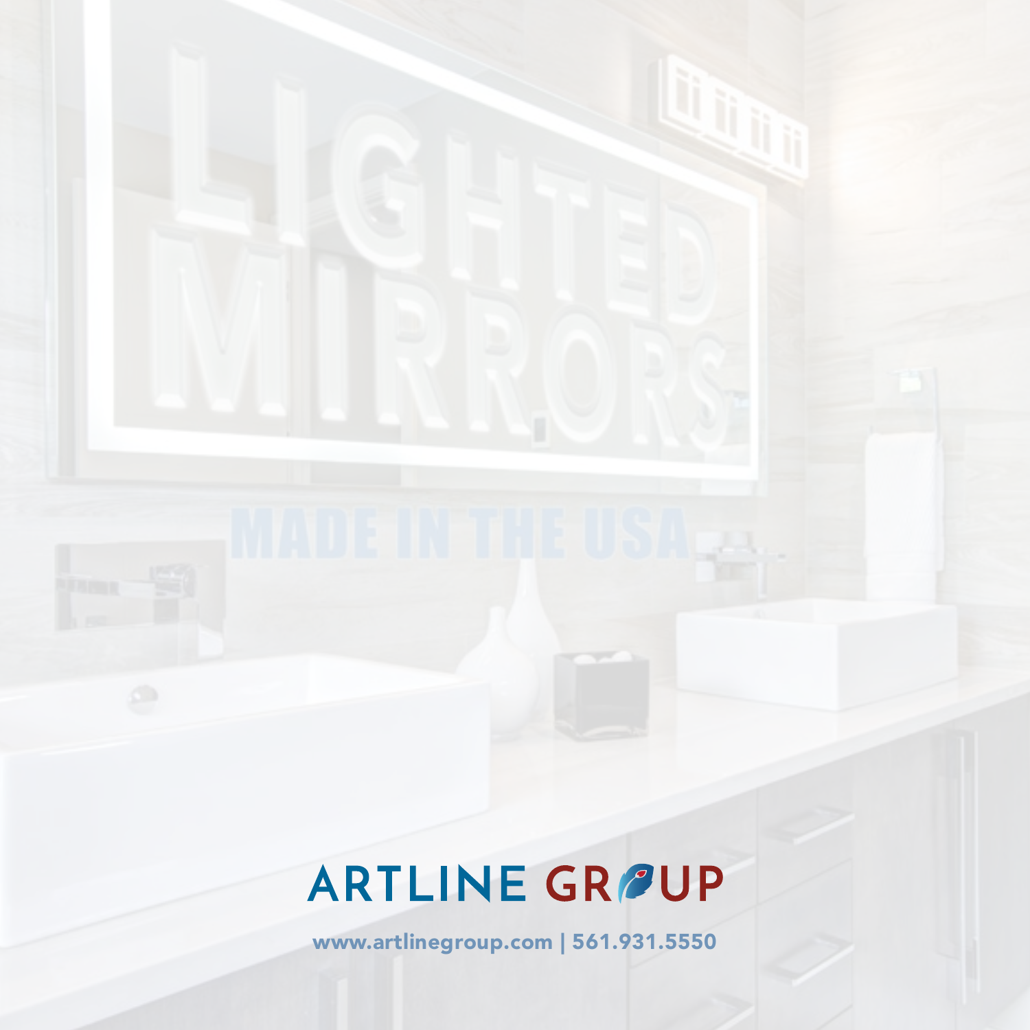# LIGHTED MIRRORS

MADE IN THE USA

ARTLINE GROUP

www.artlinegroup.com | 561.931.5550